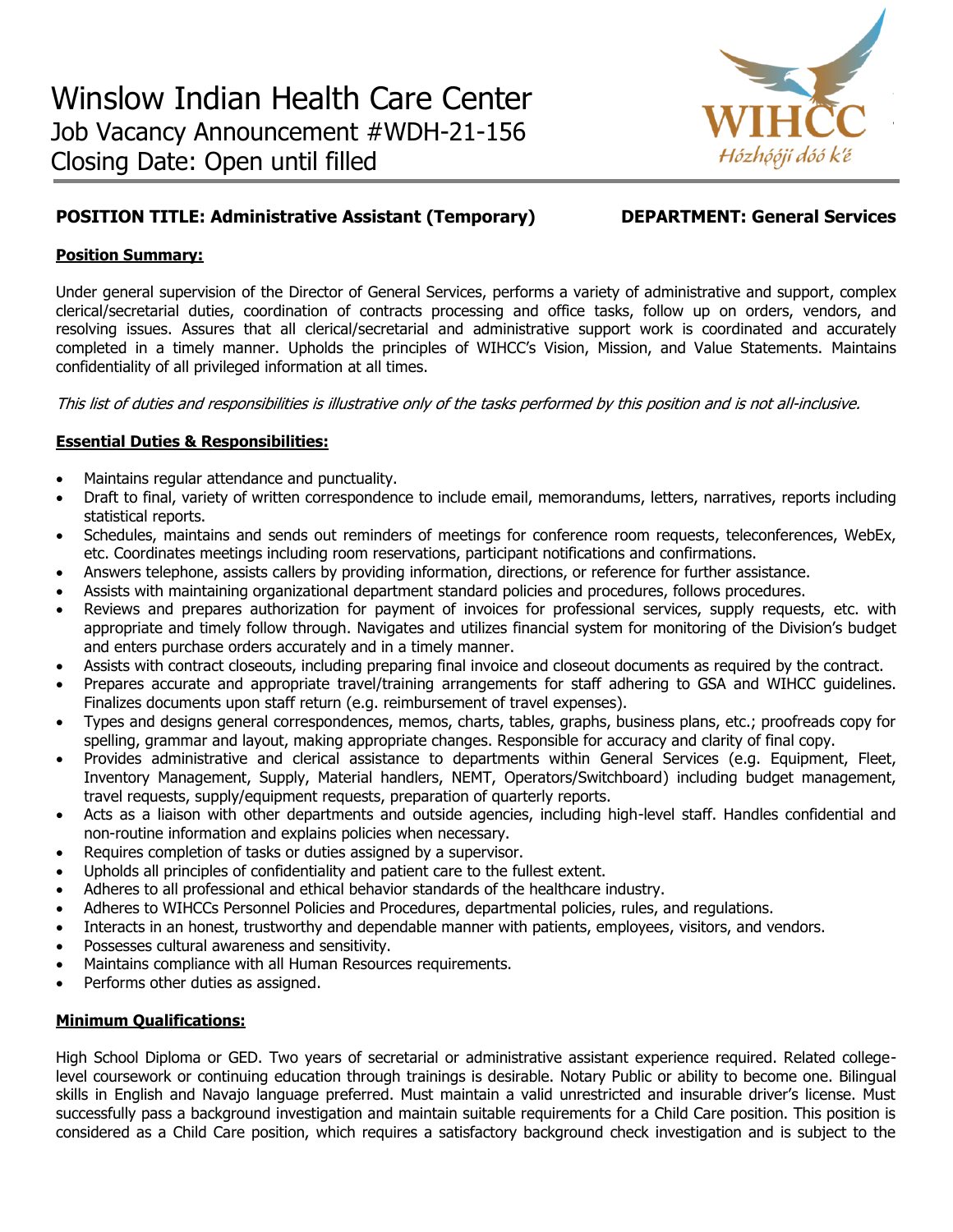# Winslow Indian Health Care Center

Job Vacancy Announcement #WDH-21-156

Closing Date: Open until filled

**POSITION TITLE: Administrative Assistant (Temporary)** **DEPARTMENT: General Services**

## Position Summary:

Under general supervision of the Director of General Services, performs a variety of administrative and support, complex clerical/secretarial duties, coordination of contracts processing and office tasks, follow up on orders, vendors, and resolving issues. Assures that all clerical/secretarial and administrative support work is coordinated and accurately completed in a timely manner. Upholds the principles of WIHCC's Vision, Mission, and Value Statements. Maintains confidentiality of all privileged information at all times.

*This list of duties and responsibilities is illustrative only of the tasks performed by this position and is not all-inclusive.*

## Essential Duties & Responsibilities:

- Maintains regular attendance and punctuality.
- Draft to final, variety of written correspondence to include email, memorandums, letters, narratives, reports including statistical reports.
- Schedules, maintains and sends out reminders of meetings for conference room requests, teleconferences, WebEx, etc. Coordinates meetings including room reservations, participant notifications and confirmations.
- Answers telephone, assists callers by providing information, directions, or reference for further assistance.
- Assists with maintaining organizational department standard policies and procedures, follows procedures.
- Reviews and prepares authorization for payment of invoices for professional services, supply requests, etc. with appropriate and timely follow through. Navigates and utilizes financial system for monitoring of the Division's budget and enters purchase orders accurately and in a timely manner.
- Assists with contract closeouts, including preparing final invoice and closeout documents as required by the contract.
- Prepares accurate and appropriate travel/training arrangements for staff adhering to GSA and WIHCC guidelines. Finalizes documents upon staff return (e.g. reimbursement of travel expenses).
- Types and designs general correspondences, memos, charts, tables, graphs, business plans, etc.; proofreads copy for spelling, grammar and layout, making appropriate changes. Responsible for accuracy and clarity of final copy.
- Provides administrative and clerical assistance to departments within General Services (e.g. Equipment, Fleet, Inventory Management, Supply, Material handlers, NEMT, Operators/Switchboard) including budget management, travel requests, supply/equipment requests, preparation of quarterly reports.
- Acts as a liaison with other departments and outside agencies, including high-level staff. Handles confidential and non-routine information and explains policies when necessary.
- Requires completion of tasks or duties assigned by a supervisor.
- Upholds all principles of confidentiality and patient care to the fullest extent.
- Adheres to all professional and ethical behavior standards of the healthcare industry.
- Adheres to WIHCCs Personnel Policies and Procedures, departmental policies, rules, and regulations.
- Interacts in an honest, trustworthy and dependable manner with patients, employees, visitors, and vendors.
- Possesses cultural awareness and sensitivity.
- Maintains compliance with all Human Resources requirements.
- Performs other duties as assigned.

## Minimum Qualifications:

High School Diploma or GED. Two years of secretarial or administrative assistant experience required. Related college-level coursework or continuing education through trainings is desirable. Notary Public or ability to become one. Bilingual skills in English and Navajo language preferred. Must maintain a valid unrestricted and insurable driver's license. Must successfully pass a background investigation and maintain suitable requirements for a Child Care position. This position is considered as a Child Care position, which requires a satisfactory background check investigation and is subject to the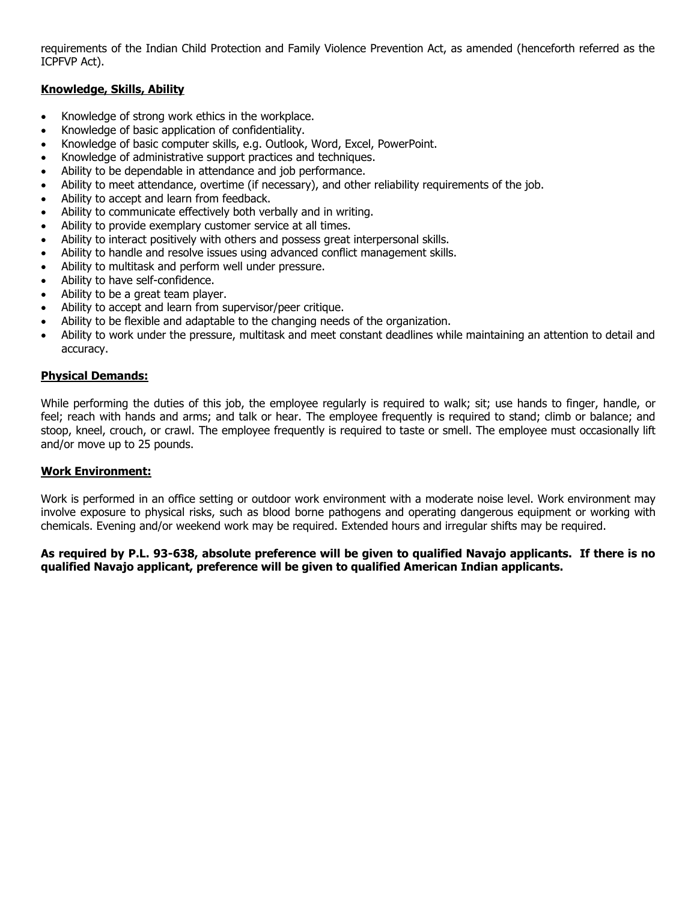requirements of the Indian Child Protection and Family Violence Prevention Act, as amended (henceforth referred as the ICPFVP Act).

**Knowledge, Skills, Ability**

- Knowledge of strong work ethics in the workplace.
- Knowledge of basic application of confidentiality.
- Knowledge of basic computer skills, e.g. Outlook, Word, Excel, PowerPoint.
- Knowledge of administrative support practices and techniques.
- Ability to be dependable in attendance and job performance.
- Ability to meet attendance, overtime (if necessary), and other reliability requirements of the job.
- Ability to accept and learn from feedback.
- Ability to communicate effectively both verbally and in writing.
- Ability to provide exemplary customer service at all times.
- Ability to interact positively with others and possess great interpersonal skills.
- Ability to handle and resolve issues using advanced conflict management skills.
- Ability to multitask and perform well under pressure.
- Ability to have self-confidence.
- Ability to be a great team player.
- Ability to accept and learn from supervisor/peer critique.
- Ability to be flexible and adaptable to the changing needs of the organization.
- Ability to work under the pressure, multitask and meet constant deadlines while maintaining an attention to detail and accuracy.

**Physical Demands:**

While performing the duties of this job, the employee regularly is required to walk; sit; use hands to finger, handle, or feel; reach with hands and arms; and talk or hear. The employee frequently is required to stand; climb or balance; and stoop, kneel, crouch, or crawl. The employee frequently is required to taste or smell. The employee must occasionally lift and/or move up to 25 pounds.

**Work Environment:**

Work is performed in an office setting or outdoor work environment with a moderate noise level. Work environment may involve exposure to physical risks, such as blood borne pathogens and operating dangerous equipment or working with chemicals. Evening and/or weekend work may be required. Extended hours and irregular shifts may be required.

**As required by P.L. 93-638, absolute preference will be given to qualified Navajo applicants. If there is no qualified Navajo applicant, preference will be given to qualified American Indian applicants.**